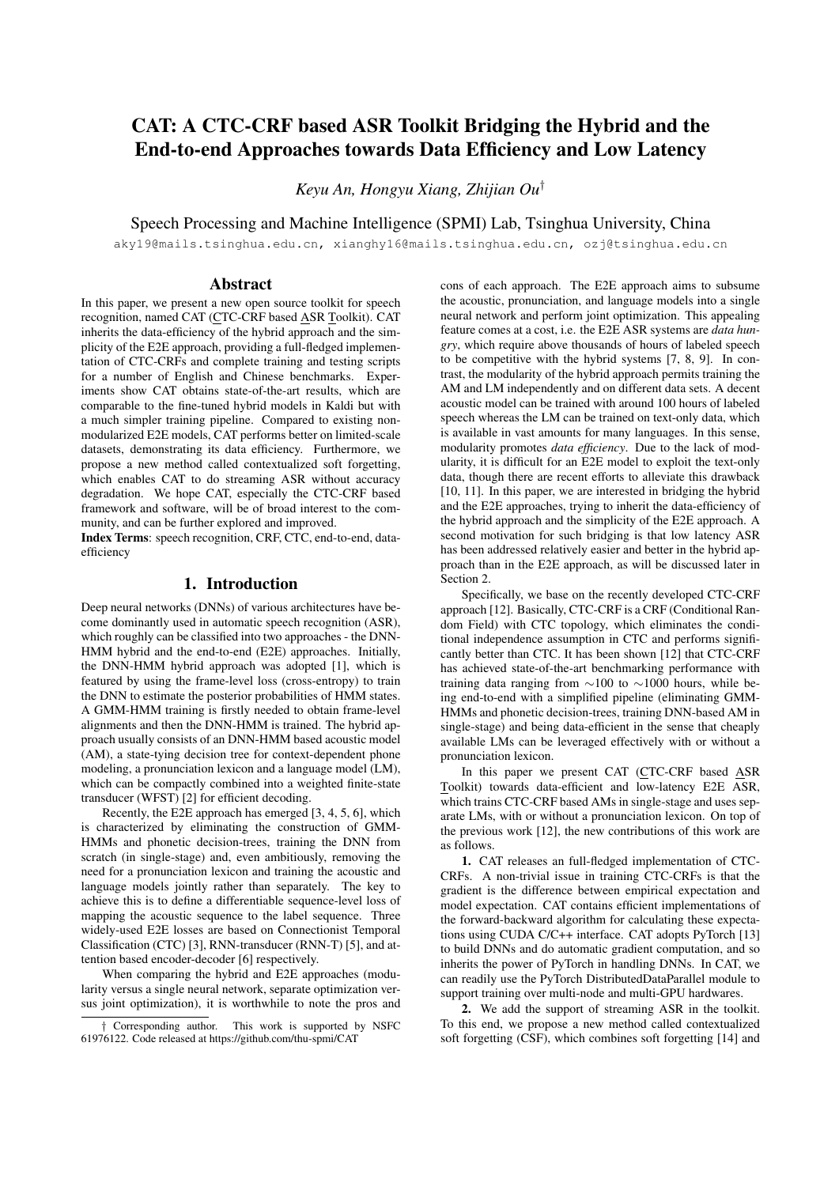# CAT: A CTC-CRF based ASR Toolkit Bridging the Hybrid and the End-to-end Approaches towards Data Efficiency and Low Latency

*Keyu An, Hongyu Xiang, Zhijian Ou*[†]

Speech Processing and Machine Intelligence (SPMI) Lab, Tsinghua University, China

aky19@mails.tsinghua.edu.cn, xianghy16@mails.tsinghua.edu.cn, ozj@tsinghua.edu.cn

## Abstract

In this paper, we present a new open source toolkit for speech recognition, named CAT (CTC-CRF based ASR Toolkit). CAT inherits the data-efficiency of the hybrid approach and the simplicity of the E2E approach, providing a full-fledged implementation of CTC-CRFs and complete training and testing scripts for a number of English and Chinese benchmarks. Experiments show CAT obtains state-of-the-art results, which are comparable to the fine-tuned hybrid models in Kaldi but with a much simpler training pipeline. Compared to existing non-modularized E2E models, CAT performs better on limited-scale datasets, demonstrating its data efficiency. Furthermore, we propose a new method called contextualized soft forgetting, which enables CAT to do streaming ASR without accuracy degradation. We hope CAT, especially the CTC-CRF based framework and software, will be of broad interest to the community, and can be further explored and improved.

**Index Terms**: speech recognition, CRF, CTC, end-to-end, data-efficiency

## 1. Introduction

Deep neural networks (DNNs) of various architectures have become dominantly used in automatic speech recognition (ASR), which roughly can be classified into two approaches - the DNN-HMM hybrid and the end-to-end (E2E) approaches. Initially, the DNN-HMM hybrid approach was adopted [1], which is featured by using the frame-level loss (cross-entropy) to train the DNN to estimate the posterior probabilities of HMM states. A GMM-HMM training is firstly needed to obtain frame-level alignments and then the DNN-HMM is trained. The hybrid approach usually consists of an DNN-HMM based acoustic model (AM), a state-tying decision tree for context-dependent phone modeling, a pronunciation lexicon and a language model (LM), which can be compactly combined into a weighted finite-state transducer (WFST) [2] for efficient decoding.

Recently, the E2E approach has emerged [3, 4, 5, 6], which is characterized by eliminating the construction of GMM-HMMs and phonetic decision-trees, training the DNN from scratch (in single-stage) and, even ambitiously, removing the need for a pronunciation lexicon and training the acoustic and language models jointly rather than separately. The key to achieve this is to define a differentiable sequence-level loss of mapping the acoustic sequence to the label sequence. Three widely-used E2E losses are based on Connectionist Temporal Classification (CTC) [3], RNN-transducer (RNN-T) [5], and attention based encoder-decoder [6] respectively.

When comparing the hybrid and E2E approaches (modularity versus a single neural network, separate optimization versus joint optimization), it is worthwhile to note the pros and cons of each approach. The E2E approach aims to subsume the acoustic, pronunciation, and language models into a single neural network and perform joint optimization. This appealing feature comes at a cost, i.e. the E2E ASR systems are *data hungry*, which require above thousands of hours of labeled speech to be competitive with the hybrid systems [7, 8, 9]. In contrast, the modularity of the hybrid approach permits training the AM and LM independently and on different data sets. A decent acoustic model can be trained with around 100 hours of labeled speech whereas the LM can be trained on text-only data, which is available in vast amounts for many languages. In this sense, modularity promotes *data efficiency*. Due to the lack of modularity, it is difficult for an E2E model to exploit the text-only data, though there are recent efforts to alleviate this drawback [10, 11]. In this paper, we are interested in bridging the hybrid and the E2E approaches, trying to inherit the data-efficiency of the hybrid approach and the simplicity of the E2E approach. A second motivation for such bridging is that low latency ASR has been addressed relatively easier and better in the hybrid approach than in the E2E approach, as will be discussed later in Section 2.

Specifically, we base on the recently developed CTC-CRF approach [12]. Basically, CTC-CRF is a CRF (Conditional Random Field) with CTC topology, which eliminates the conditional independence assumption in CTC and performs significantly better than CTC. It has been shown [12] that CTC-CRF has achieved state-of-the-art benchmarking performance with training data ranging from $\sim$100 to $\sim$1000 hours, while being end-to-end with a simplified pipeline (eliminating GMM-HMMs and phonetic decision-trees, training DNN-based AM in single-stage) and being data-efficient in the sense that cheaply available LMs can be leveraged effectively with or without a pronunciation lexicon.

In this paper we present CAT (CTC-CRF based ASR Toolkit) towards data-efficient and low-latency E2E ASR, which trains CTC-CRF based AMs in single-stage and uses separate LMs, with or without a pronunciation lexicon. On top of the previous work [12], the new contributions of this work are as follows.

**1.** CAT releases an full-fledged implementation of CTC-CRFs. A non-trivial issue in training CTC-CRFs is that the gradient is the difference between empirical expectation and model expectation. CAT contains efficient implementations of the forward-backward algorithm for calculating these expectations using CUDA C/C++ interface. CAT adopts PyTorch [13] to build DNNs and do automatic gradient computation, and so inherits the power of PyTorch in handling DNNs. In CAT, we can readily use the PyTorch DistributedDataParallel module to support training over multi-node and multi-GPU hardwares.

**2.** We add the support of streaming ASR in the toolkit. To this end, we propose a new method called contextualized soft forgetting (CSF), which combines soft forgetting [14] and

† Corresponding author. This work is supported by NSFC 61976122. Code released at https://github.com/thu-spmi/CAT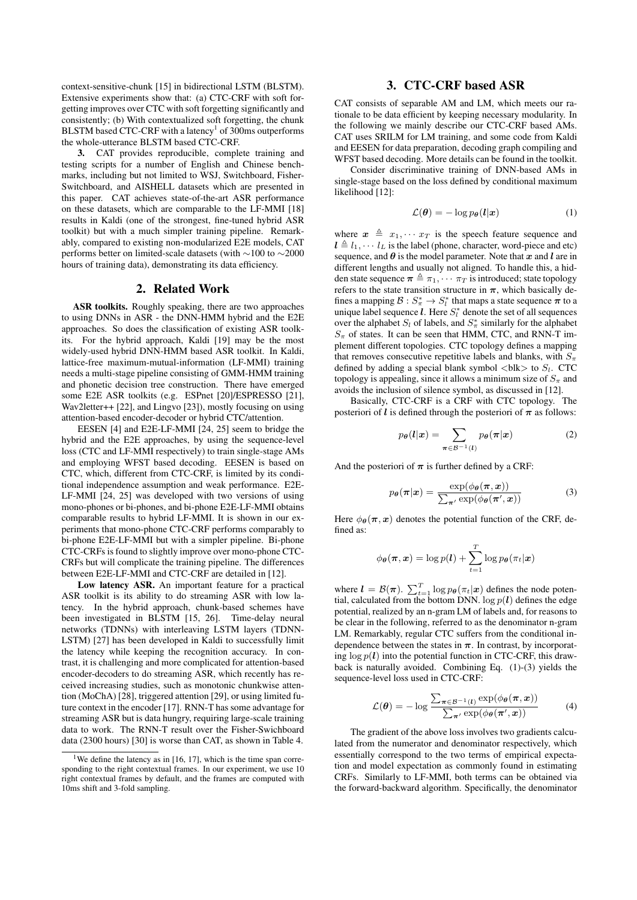context-sensitive-chunk [15] in bidirectional LSTM (BLSTM). Extensive experiments show that: (a) CTC-CRF with soft forgetting improves over CTC with soft forgetting significantly and consistently; (b) With contextualized soft forgetting, the chunk BLSTM based CTC-CRF with a latency[1] of 300ms outperforms the whole-utterance BLSTM based CTC-CRF.

**3.** CAT provides reproducible, complete training and testing scripts for a number of English and Chinese benchmarks, including but not limited to WSJ, Switchboard, Fisher-Switchboard, and AISHELL datasets which are presented in this paper. CAT achieves state-of-the-art ASR performance on these datasets, which are comparable to the LF-MMI [18] results in Kaldi (one of the strongest, fine-tuned hybrid ASR toolkit) but with a much simpler training pipeline. Remarkably, compared to existing non-modularized E2E models, CAT performs better on limited-scale datasets (with ∼100 to ∼2000 hours of training data), demonstrating its data efficiency.

## 2. Related Work

**ASR toolkits.** Roughly speaking, there are two approaches to using DNNs in ASR - the DNN-HMM hybrid and the E2E approaches. So does the classification of existing ASR toolkits. For the hybrid approach, Kaldi [19] may be the most widely-used hybrid DNN-HMM based ASR toolkit. In Kaldi, lattice-free maximum-mutual-information (LF-MMI) training needs a multi-stage pipeline consisting of GMM-HMM training and phonetic decision tree construction. There have emerged some E2E ASR toolkits (e.g. ESPnet [20]/ESPRESSO [21], Wav2letter++ [22], and Lingvo [23]), mostly focusing on using attention-based encoder-decoder or hybrid CTC/attention.

EESEN [4] and E2E-LF-MMI [24, 25] seem to bridge the hybrid and the E2E approaches, by using the sequence-level loss (CTC and LF-MMI respectively) to train single-stage AMs and employing WFST based decoding. EESEN is based on CTC, which, different from CTC-CRF, is limited by its conditional independence assumption and weak performance. E2E-LF-MMI [24, 25] was developed with two versions of using mono-phones or bi-phones, and bi-phone E2E-LF-MMI obtains comparable results to hybrid LF-MMI. It is shown in our experiments that mono-phone CTC-CRF performs comparably to bi-phone E2E-LF-MMI but with a simpler pipeline. Bi-phone CTC-CRFs is found to slightly improve over mono-phone CTC-CRFs but will complicate the training pipeline. The differences between E2E-LF-MMI and CTC-CRF are detailed in [12].

**Low latency ASR.** An important feature for a practical ASR toolkit is its ability to do streaming ASR with low latency. In the hybrid approach, chunk-based schemes have been investigated in BLSTM [15, 26]. Time-delay neural networks (TDNNs) with interleaving LSTM layers (TDNN-LSTM) [27] has been developed in Kaldi to successfully limit the latency while keeping the recognition accuracy. In contrast, it is challenging and more complicated for attention-based encoder-decoders to do streaming ASR, which recently has received increasing studies, such as monotonic chunkwise attention (MoChA) [28], triggered attention [29], or using limited future context in the encoder [17]. RNN-T has some advantage for streaming ASR but is data hungry, requiring large-scale training data to work. The RNN-T result over the Fisher-Swichboard data (2300 hours) [30] is worse than CAT, as shown in Table 4.

## 3. CTC-CRF based ASR

CAT consists of separable AM and LM, which meets our rationale to be data efficient by keeping necessary modularity. In the following we mainly describe our CTC-CRF based AMs. CAT uses SRILM for LM training, and some code from Kaldi and EESEN for data preparation, decoding graph compiling and WFST based decoding. More details can be found in the toolkit.

Consider discriminative training of DNN-based AMs in single-stage based on the loss defined by conditional maximum likelihood [12]:

$$\mathcal{L}(\boldsymbol{\theta}) = -\log p_{\boldsymbol{\theta}}(\boldsymbol{l}|\boldsymbol{x}) \tag{1}$$

where $\boldsymbol{x} \triangleq x_1, \cdots x_T$ is the speech feature sequence and $\boldsymbol{l} \triangleq l_1, \cdots l_L$ is the label (phone, character, word-piece and etc) sequence, and $\boldsymbol{\theta}$ is the model parameter. Note that $\boldsymbol{x}$ and $\boldsymbol{l}$ are in different lengths and usually not aligned. To handle this, a hidden state sequence $\boldsymbol{\pi} \triangleq \pi_1, \cdots \pi_T$ is introduced; state topology refers to the state transition structure in $\boldsymbol{\pi}$, which basically defines a mapping $\mathcal{B} : S_\pi^* \to S_l^*$ that maps a state sequence $\boldsymbol{\pi}$ to a unique label sequence $\boldsymbol{l}$. Here $S_l^*$ denote the set of all sequences over the alphabet $S_l$ of labels, and $S_\pi^*$ similarly for the alphabet $S_\pi$ of states. It can be seen that HMM, CTC, and RNN-T implement different topologies. CTC topology defines a mapping that removes consecutive repetitive labels and blanks, with $S_\pi$ defined by adding a special blank symbol <blk> to $S_l$. CTC topology is appealing, since it allows a minimum size of $S_\pi$ and avoids the inclusion of silence symbol, as discussed in [12].

Basically, CTC-CRF is a CRF with CTC topology. The posteriori of $\boldsymbol{l}$ is defined through the posteriori of $\boldsymbol{\pi}$ as follows:

$$p_{\boldsymbol{\theta}}(\boldsymbol{l}|\boldsymbol{x}) = \sum_{\boldsymbol{\pi} \in \mathcal{B}^{-1}(\boldsymbol{l})} p_{\boldsymbol{\theta}}(\boldsymbol{\pi}|\boldsymbol{x}) \tag{2}$$

And the posteriori of $\boldsymbol{\pi}$ is further defined by a CRF:

$$p_{\boldsymbol{\theta}}(\boldsymbol{\pi}|\boldsymbol{x}) = \frac{\exp(\phi_{\boldsymbol{\theta}}(\boldsymbol{\pi}, \boldsymbol{x}))}{\sum_{\boldsymbol{\pi}'} \exp(\phi_{\boldsymbol{\theta}}(\boldsymbol{\pi}', \boldsymbol{x}))} \tag{3}$$

Here $\phi_{\boldsymbol{\theta}}(\boldsymbol{\pi}, \boldsymbol{x})$ denotes the potential function of the CRF, defined as:

$$\phi_{\boldsymbol{\theta}}(\boldsymbol{\pi}, \boldsymbol{x}) = \log p(\boldsymbol{l}) + \sum_{t=1}^{T} \log p_{\boldsymbol{\theta}}(\pi_t|\boldsymbol{x})$$

where $\boldsymbol{l} = \mathcal{B}(\boldsymbol{\pi})$. $\sum_{t=1}^{T} \log p_{\boldsymbol{\theta}}(\pi_t|\boldsymbol{x})$ defines the node potential, calculated from the bottom DNN. $\log p(\boldsymbol{l})$ defines the edge potential, realized by an n-gram LM of labels and, for reasons to be clear in the following, referred to as the denominator n-gram LM. Remarkably, regular CTC suffers from the conditional independence between the states in $\boldsymbol{\pi}$. In contrast, by incorporating $\log p(\boldsymbol{l})$ into the potential function in CTC-CRF, this drawback is naturally avoided. Combining Eq. (1)-(3) yields the sequence-level loss used in CTC-CRF:

$$\mathcal{L}(\boldsymbol{\theta}) = -\log \frac{\sum_{\boldsymbol{\pi} \in \mathcal{B}^{-1}(\boldsymbol{l})} \exp(\phi_{\boldsymbol{\theta}}(\boldsymbol{\pi}, \boldsymbol{x}))}{\sum_{\boldsymbol{\pi}'} \exp(\phi_{\boldsymbol{\theta}}(\boldsymbol{\pi}', \boldsymbol{x}))} \tag{4}$$

The gradient of the above loss involves two gradients calculated from the numerator and denominator respectively, which essentially correspond to the two terms of empirical expectation and model expectation as commonly found in estimating CRFs. Similarly to LF-MMI, both terms can be obtained via the forward-backward algorithm. Specifically, the denominator

[1] We define the latency as in [16, 17], which is the time span corresponding to the right contextual frames. In our experiment, we use 10 right contextual frames by default, and the frames are computed with 10ms shift and 3-fold sampling.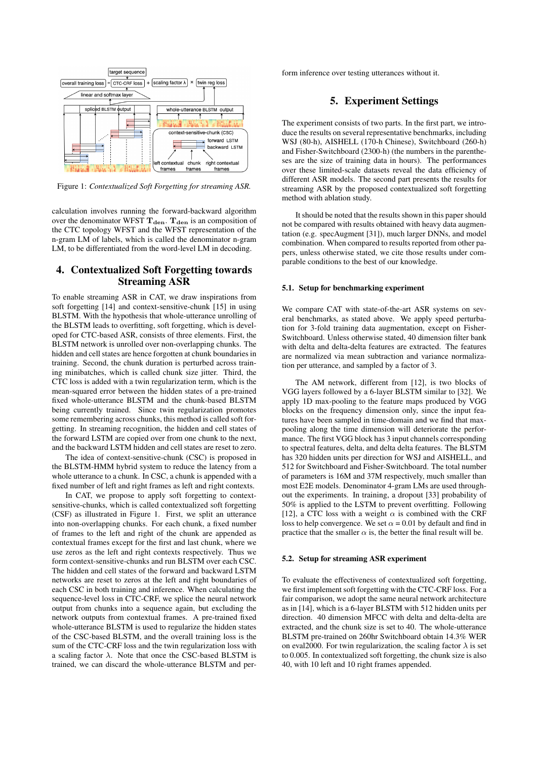Figure 1: *Contextualized Soft Forgetting for streaming ASR.*

calculation involves running the forward-backward algorithm over the denominator WFST $\mathbf{T_{den}}$. $\mathbf{T_{den}}$ is an composition of the CTC topology WFST and the WFST representation of the n-gram LM of labels, which is called the denominator n-gram LM, to be differentiated from the word-level LM in decoding.

## 4. Contextualized Soft Forgetting towards Streaming ASR

To enable streaming ASR in CAT, we draw inspirations from soft forgetting [14] and context-sensitive-chunk [15] in using BLSTM. With the hypothesis that whole-utterance unrolling of the BLSTM leads to overfitting, soft forgetting, which is developed for CTC-based ASR, consists of three elements. First, the BLSTM network is unrolled over non-overlapping chunks. The hidden and cell states are hence forgotten at chunk boundaries in training. Second, the chunk duration is perturbed across training minibatches, which is called chunk size jitter. Third, the CTC loss is added with a twin regularization term, which is the mean-squared error between the hidden states of a pre-trained fixed whole-utterance BLSTM and the chunk-based BLSTM being currently trained. Since twin regularization promotes some remembering across chunks, this method is called soft forgetting. In streaming recognition, the hidden and cell states of the forward LSTM are copied over from one chunk to the next, and the backward LSTM hidden and cell states are reset to zero.

The idea of context-sensitive-chunk (CSC) is proposed in the BLSTM-HMM hybrid system to reduce the latency from a whole utterance to a chunk. In CSC, a chunk is appended with a fixed number of left and right frames as left and right contexts.

In CAT, we propose to apply soft forgetting to context-sensitive-chunks, which is called contextualized soft forgetting (CSF) as illustrated in Figure 1. First, we split an utterance into non-overlapping chunks. For each chunk, a fixed number of frames to the left and right of the chunk are appended as contextual frames except for the first and last chunk, where we use zeros as the left and right contexts respectively. Thus we form context-sensitive-chunks and run BLSTM over each CSC. The hidden and cell states of the forward and backward LSTM networks are reset to zeros at the left and right boundaries of each CSC in both training and inference. When calculating the sequence-level loss in CTC-CRF, we splice the neural network output from chunks into a sequence again, but excluding the network outputs from contextual frames. A pre-trained fixed whole-utterance BLSTM is used to regularize the hidden states of the CSC-based BLSTM, and the overall training loss is the sum of the CTC-CRF loss and the twin regularization loss with a scaling factor $\lambda$. Note that once the CSC-based BLSTM is trained, we can discard the whole-utterance BLSTM and perform inference over testing utterances without it.

## 5. Experiment Settings

The experiment consists of two parts. In the first part, we introduce the results on several representative benchmarks, including WSJ (80-h), AISHELL (170-h Chinese), Switchboard (260-h) and Fisher-Switchboard (2300-h) (the numbers in the parentheses are the size of training data in hours). The performances over these limited-scale datasets reveal the data efficiency of different ASR models. The second part presents the results for streaming ASR by the proposed contextualized soft forgetting method with ablation study.

It should be noted that the results shown in this paper should not be compared with results obtained with heavy data augmentation (e.g. specAugment [31]), much larger DNNs, and model combination. When compared to results reported from other papers, unless otherwise stated, we cite those results under comparable conditions to the best of our knowledge.

### 5.1. Setup for benchmarking experiment

We compare CAT with state-of-the-art ASR systems on several benchmarks, as stated above. We apply speed perturbation for 3-fold training data augmentation, except on Fisher-Switchboard. Unless otherwise stated, 40 dimension filter bank with delta and delta-delta features are extracted. The features are normalized via mean subtraction and variance normalization per utterance, and sampled by a factor of 3.

The AM network, different from [12], is two blocks of VGG layers followed by a 6-layer BLSTM similar to [32]. We apply 1D max-pooling to the feature maps produced by VGG blocks on the frequency dimension only, since the input features have been sampled in time-domain and we find that max-pooling along the time dimension will deteriorate the performance. The first VGG block has 3 input channels corresponding to spectral features, delta, and delta delta features. The BLSTM has 320 hidden units per direction for WSJ and AISHELL, and 512 for Switchboard and Fisher-Switchboard. The total number of parameters is 16M and 37M respectively, much smaller than most E2E models. Denominator 4-gram LMs are used throughout the experiments. In training, a dropout [33] probability of 50% is applied to the LSTM to prevent overfitting. Following [12], a CTC loss with a weight $\alpha$ is combined with the CRF loss to help convergence. We set $\alpha = 0.01$ by default and find in practice that the smaller $\alpha$ is, the better the final result will be.

### 5.2. Setup for streaming ASR experiment

To evaluate the effectiveness of contextualized soft forgetting, we first implement soft forgetting with the CTC-CRF loss. For a fair comparison, we adopt the same neural network architecture as in [14], which is a 6-layer BLSTM with 512 hidden units per direction. 40 dimension MFCC with delta and delta-delta are extracted, and the chunk size is set to 40. The whole-utterance BLSTM pre-trained on 260hr Switchboard obtain 14.3% WER on eval2000. For twin regularization, the scaling factor $\lambda$ is set to 0.005. In contextualized soft forgetting, the chunk size is also 40, with 10 left and 10 right frames appended.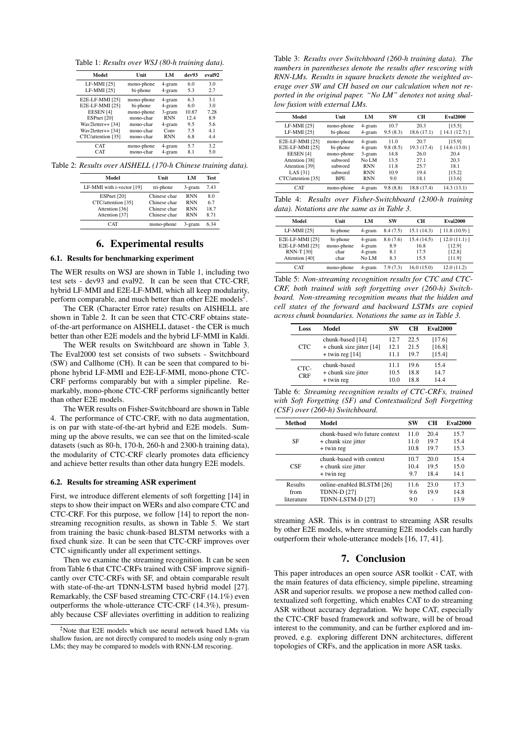Table 1: *Results over WSJ (80-h training data).*

| Model | Unit | LM | dev93 | eval92 |
|---|---|---|---|---|
| LF-MMI [25] | mono-phone | 4-gram | 6.0 | 3.0 |
| LF-MMI [25] | bi-phone | 4-gram | 5.3 | 2.7 |
| E2E-LF-MMI [25] | mono-phone | 4-gram | 6.3 | 3.1 |
| E2E-LF-MMI [25] | bi-phone | 4-gram | 6.0 | 3.0 |
| EESEN [4] | mono-phone | 3-gram | 10.87 | 7.28 |
| ESPnet [20] | mono-char | RNN | 12.4 | 8.9 |
| Wav2letter++ [34] | mono-char | 4-gram | 9.5 | 5.6 |
| Wav2letter++ [34] | mono-char | Conv | 7.5 | 4.1 |
| CTC/attention [35] | mono-char | RNN | 6.8 | 4.4 |
| CAT | mono-phone | 4-gram | 5.7 | 3.2 |
| CAT | mono-char | 4-gram | 8.1 | 5.0 |

Table 2: *Results over AISHELL (170-h Chinese training data).*

| Model | Unit | LM | Test |
|---|---|---|---|
| LF-MMI with i-vector [19] | tri-phone | 3-gram | 7.43 |
| ESPnet [20] | Chinese char | RNN | 8.0 |
| CTC/attention [35] | Chinese char | RNN | 6.7 |
| Attention [36] | Chinese char | RNN | 18.7 |
| Attention [37] | Chinese char | RNN | 8.71 |
| CAT | mono-phone | 3-gram | 6.34 |

# 6. Experimental results

## 6.1. Results for benchmarking experiment

The WER results on WSJ are shown in Table 1, including two test sets - dev93 and eval92. It can be seen that CTC-CRF, hybrid LF-MMI and E2E-LF-MMI, which all keep modularity, perform comparable, and much better than other E2E models[2].

The CER (Character Error rate) results on AISHELL are shown in Table 2. It can be seen that CTC-CRF obtains state-of-the-art performance on AISHELL dataset - the CER is much better than other E2E models and the hybrid LF-MMI in Kaldi.

The WER results on Switchboard are shown in Table 3. The Eval2000 test set consists of two subsets - Switchboard (SW) and Callhome (CH). It can be seen that compared to bi-phone hybrid LF-MMI and E2E-LF-MMI, mono-phone CTC-CRF performs comparably but with a simpler pipeline. Remarkably, mono-phone CTC-CRF performs significantly better than other E2E models.

The WER results on Fisher-Switchboard are shown in Table 4. The performance of CTC-CRF, with no data augmentation, is on par with state-of-the-art hybrid and E2E models. Summing up the above results, we can see that on the limited-scale datasets (such as 80-h, 170-h, 260-h and 2300-h training data), the modularity of CTC-CRF clearly promotes data efficiency and achieve better results than other data hungry E2E models.

## 6.2. Results for streaming ASR experiment

First, we introduce different elements of soft forgetting [14] in steps to show their impact on WERs and also compare CTC and CTC-CRF. For this purpose, we follow [14] to report the non-streaming recognition results, as shown in Table 5. We start from training the basic chunk-based BLSTM networks with a fixed chunk size. It can be seen that CTC-CRF improves over CTC significantly under all experiment settings.

Then we examine the streaming recognition. It can be seen from Table 6 that CTC-CRFs trained with CSF improve significantly over CTC-CRFs with SF, and obtain comparable result with state-of-the-art TDNN-LSTM based hybrid model [27]. Remarkably, the CSF based streaming CTC-CRF (14.1%) even outperforms the whole-utterance CTC-CRF (14.3%), presumably because CSF alleviates overfitting in addition to realizing streaming ASR. This is in contrast to streaming ASR results by other E2E models, where streaming E2E models can hardly outperform their whole-utterance models [16, 17, 41].

[2] Note that E2E models which use neural network based LMs via shallow fusion, are not directly compared to models using only n-gram LMs; they may be compared to models with RNN-LM rescoring.

Table 3: *Results over Switchboard (260-h training data). The numbers in parentheses denote the results after rescoring with RNN-LMs. Results in square brackets denote the weighted average over SW and CH based on our calculation when not reported in the original paper. "No LM" denotes not using shallow fusion with external LMs.*

| Model | Unit | LM | SW | CH | Eval2000 |
|---|---|---|---|---|---|
| LF-MMI [25] | mono-phone | 4-gram | 10.7 | 20.3 | [15.5] |
| LF-MMI [25] | bi-phone | 4-gram | 9.5 (8.3) | 18.6 (17.1) | [ 14.1 (12.7) ] |
| E2E-LF-MMI [25] | mono-phone | 4-gram | 11.0 | 20.7 | [15.9] |
| E2E-LF-MMI [25] | bi-phone | 4-gram | 9.8 (8.5) | 19.3 (17.4) | [ 14.6 (13.0) ] |
| EESEN [4] | mono-phone | 3-gram | 14.8 | 26.0 | 20.4 |
| Attention [38] | subword | No LM | 13.5 | 27.1 | 20.3 |
| Attention [39] | subword | RNN | 11.8 | 25.7 | 18.1 |
| LAS [31] | subword | RNN | 10.9 | 19.4 | [15.2] |
| CTC/attention [35] | BPE | RNN | 9.0 | 18.1 | [13.6] |
| CAT | mono-phone | 4-gram | 9.8 (8.8) | 18.8 (17.4) | 14.3 (13.1) |

Table 4: *Results over Fisher-Switchboard (2300-h training data). Notations are the same as in Table 3.*

| Model | Unit | LM | SW | CH | Eval2000 |
|---|---|---|---|---|---|
| LF-MMI [25] | bi-phone | 4-gram | 8.4 (7.5) | 15.1 (14.3) | [ 11.8 (10.9) ] |
| E2E-LF-MMI [25] | bi-phone | 4-gram | 8.6 (7.6) | 15.4 (14.5) | [ 12.0 (11.1) ] |
| E2E-LF-MMI [25] | mono-phone | 4-gram | 8.9 | 16.8 | [12.9] |
| RNN-T [30] | char | 4-gram | 8.1 | 17.5 | [12.8] |
| Attention [40] | char | No LM | 8.3 | 15.5 | [11.9] |
| CAT | mono-phone | 4-gram | 7.9 (7.3) | 16.0 (15.0) | 12.0 (11.2) |

Table 5: *Non-streaming recognition results for CTC and CTC-CRF, both trained with soft forgetting over (260-h) Switchboard. Non-streaming recognition means that the hidden and cell states of the forward and backward LSTMs are copied across chunk boundaries. Notations the same as in Table 3.*

| Loss | Model | SW | CH | Eval2000 |
|---|---|---|---|---|
| CTC | chunk-based [14] | 12.7 | 22.5 | [17.6] |
| | + chunk size jitter [14] | 12.1 | 21.5 | [16.8] |
| | + twin reg [14] | 11.1 | 19.7 | [15.4] |
| CTC-CRF | chunk-based | 11.1 | 19.6 | 15.4 |
| | + chunk size jitter | 10.5 | 18.8 | 14.7 |
| | + twin reg | 10.0 | 18.8 | 14.4 |

Table 6: *Streaming recognition results of CTC-CRFs, trained with Soft Forgetting (SF) and Contextualized Soft Forgetting (CSF) over (260-h) Switchboard.*

| Method | Model | SW | CH | Eval2000 |
|---|---|---|---|---|
| SF | chunk-based w/o future context | 11.0 | 20.4 | 15.7 |
| | + chunk size jitter | 11.0 | 19.7 | 15.4 |
| | + twin reg | 10.8 | 19.7 | 15.3 |
| CSF | chunk-based with context | 10.7 | 20.0 | 15.4 |
| | + chunk size jitter | 10.4 | 19.5 | 15.0 |
| | + twin reg | 9.7 | 18.4 | 14.1 |
| Results from literature | online-enabled BLSTM [26] | 11.6 | 23.0 | 17.3 |
| | TDNN-D [27] | 9.6 | 19.9 | 14.8 |
| | TDNN-LSTM-D [27] | 9.0 | - | 13.9 |

# 7. Conclusion

This paper introduces an open source ASR toolkit - CAT, with the main features of data efficiency, simple pipeline, streaming ASR and superior results. we propose a new method called contextualized soft forgetting, which enables CAT to do streaming ASR without accuracy degradation. We hope CAT, especially the CTC-CRF based framework and software, will be of broad interest to the community, and can be further explored and improved, e.g. exploring different DNN architectures, different topologies of CRFs, and the application in more ASR tasks.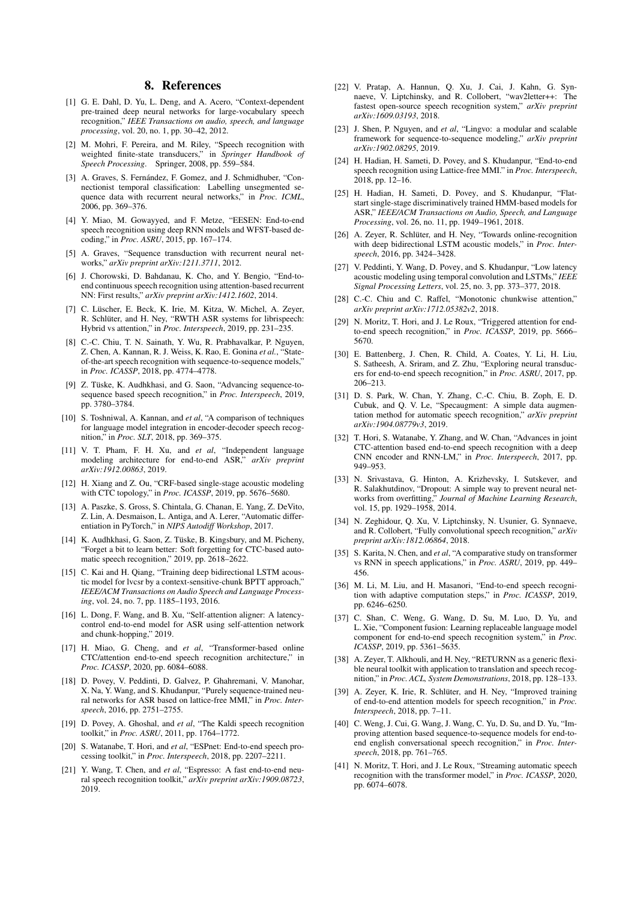## 8. References

[1] G. E. Dahl, D. Yu, L. Deng, and A. Acero, "Context-dependent pre-trained deep neural networks for large-vocabulary speech recognition," *IEEE Transactions on audio, speech, and language processing*, vol. 20, no. 1, pp. 30–42, 2012.

[2] M. Mohri, F. Pereira, and M. Riley, "Speech recognition with weighted finite-state transducers," in *Springer Handbook of Speech Processing*. Springer, 2008, pp. 559–584.

[3] A. Graves, S. Fernández, F. Gomez, and J. Schmidhuber, "Connectionist temporal classification: Labelling unsegmented sequence data with recurrent neural networks," in *Proc. ICML*, 2006, pp. 369–376.

[4] Y. Miao, M. Gowayyed, and F. Metze, "EESEN: End-to-end speech recognition using deep RNN models and WFST-based decoding," in *Proc. ASRU*, 2015, pp. 167–174.

[5] A. Graves, "Sequence transduction with recurrent neural networks," *arXiv preprint arXiv:1211.3711*, 2012.

[6] J. Chorowski, D. Bahdanau, K. Cho, and Y. Bengio, "End-to-end continuous speech recognition using attention-based recurrent NN: First results," *arXiv preprint arXiv:1412.1602*, 2014.

[7] C. Lüscher, E. Beck, K. Irie, M. Kitza, W. Michel, A. Zeyer, R. Schlüter, and H. Ney, "RWTH ASR systems for librispeech: Hybrid vs attention," in *Proc. Interspeech*, 2019, pp. 231–235.

[8] C.-C. Chiu, T. N. Sainath, Y. Wu, R. Prabhavalkar, P. Nguyen, Z. Chen, A. Kannan, R. J. Weiss, K. Rao, E. Gonina *et al.*, "State-of-the-art speech recognition with sequence-to-sequence models," in *Proc. ICASSP*, 2018, pp. 4774–4778.

[9] Z. Tüske, K. Audhkhasi, and G. Saon, "Advancing sequence-to-sequence based speech recognition," in *Proc. Interspeech*, 2019, pp. 3780–3784.

[10] S. Toshniwal, A. Kannan, and *et al*, "A comparison of techniques for language model integration in encoder-decoder speech recognition," in *Proc. SLT*, 2018, pp. 369–375.

[11] V. T. Pham, F. H. Xu, and *et al*, "Independent language modeling architecture for end-to-end ASR," *arXiv preprint arXiv:1912.00863*, 2019.

[12] H. Xiang and Z. Ou, "CRF-based single-stage acoustic modeling with CTC topology," in *Proc. ICASSP*, 2019, pp. 5676–5680.

[13] A. Paszke, S. Gross, S. Chintala, G. Chanan, E. Yang, Z. DeVito, Z. Lin, A. Desmaison, L. Antiga, and A. Lerer, "Automatic differentiation in PyTorch," in *NIPS Autodiff Workshop*, 2017.

[14] K. Audhkhasi, G. Saon, Z. Tüske, B. Kingsbury, and M. Picheny, "Forget a bit to learn better: Soft forgetting for CTC-based automatic speech recognition," 2019, pp. 2618–2622.

[15] C. Kai and H. Qiang, "Training deep bidirectional LSTM acoustic model for lvcsr by a context-sensitive-chunk BPTT approach," *IEEE/ACM Transactions on Audio Speech and Language Processing*, vol. 24, no. 7, pp. 1185–1193, 2016.

[16] L. Dong, F. Wang, and B. Xu, "Self-attention aligner: A latency-control end-to-end model for ASR using self-attention network and chunk-hopping," 2019.

[17] H. Miao, G. Cheng, and *et al*, "Transformer-based online CTC/attention end-to-end speech recognition architecture," in *Proc. ICASSP*, 2020, pp. 6084–6088.

[18] D. Povey, V. Peddinti, D. Galvez, P. Ghahremani, V. Manohar, X. Na, Y. Wang, and S. Khudanpur, "Purely sequence-trained neural networks for ASR based on lattice-free MMI," in *Proc. Interspeech*, 2016, pp. 2751–2755.

[19] D. Povey, A. Ghoshal, and *et al*, "The Kaldi speech recognition toolkit," in *Proc. ASRU*, 2011, pp. 1764–1772.

[20] S. Watanabe, T. Hori, and *et al*, "ESPnet: End-to-end speech processing toolkit," in *Proc. Interspeech*, 2018, pp. 2207–2211.

[21] Y. Wang, T. Chen, and *et al*, "Espresso: A fast end-to-end neural speech recognition toolkit," *arXiv preprint arXiv:1909.08723*, 2019.

[22] V. Pratap, A. Hannun, Q. Xu, J. Cai, J. Kahn, G. Synnaeve, V. Liptchinsky, and R. Collobert, "wav2letter++: The fastest open-source speech recognition system," *arXiv preprint arXiv:1609.03193*, 2018.

[23] J. Shen, P. Nguyen, and *et al*, "Lingvo: a modular and scalable framework for sequence-to-sequence modeling," *arXiv preprint arXiv:1902.08295*, 2019.

[24] H. Hadian, H. Sameti, D. Povey, and S. Khudanpur, "End-to-end speech recognition using Lattice-free MMI." in *Proc. Interspeech*, 2018, pp. 12–16.

[25] H. Hadian, H. Sameti, D. Povey, and S. Khudanpur, "Flat-start single-stage discriminatively trained HMM-based models for ASR," *IEEE/ACM Transactions on Audio, Speech, and Language Processing*, vol. 26, no. 11, pp. 1949–1961, 2018.

[26] A. Zeyer, R. Schlüter, and H. Ney, "Towards online-recognition with deep bidirectional LSTM acoustic models," in *Proc. Interspeech*, 2016, pp. 3424–3428.

[27] V. Peddinti, Y. Wang, D. Povey, and S. Khudanpur, "Low latency acoustic modeling using temporal convolution and LSTMs," *IEEE Signal Processing Letters*, vol. 25, no. 3, pp. 373–377, 2018.

[28] C.-C. Chiu and C. Raffel, "Monotonic chunkwise attention," *arXiv preprint arXiv:1712.05382v2*, 2018.

[29] N. Moritz, T. Hori, and J. Le Roux, "Triggered attention for end-to-end speech recognition," in *Proc. ICASSP*, 2019, pp. 5666–5670.

[30] E. Battenberg, J. Chen, R. Child, A. Coates, Y. Li, H. Liu, S. Satheesh, A. Sriram, and Z. Zhu, "Exploring neural transducers for end-to-end speech recognition," in *Proc. ASRU*, 2017, pp. 206–213.

[31] D. S. Park, W. Chan, Y. Zhang, C.-C. Chiu, B. Zoph, E. D. Cubuk, and Q. V. Le, "Specaugment: A simple data augmentation method for automatic speech recognition," *arXiv preprint arXiv:1904.08779v3*, 2019.

[32] T. Hori, S. Watanabe, Y. Zhang, and W. Chan, "Advances in joint CTC-attention based end-to-end speech recognition with a deep CNN encoder and RNN-LM," in *Proc. Interspeech*, 2017, pp. 949–953.

[33] N. Srivastava, G. Hinton, A. Krizhevsky, I. Sutskever, and R. Salakhutdinov, "Dropout: A simple way to prevent neural networks from overfitting," *Journal of Machine Learning Research*, vol. 15, pp. 1929–1958, 2014.

[34] N. Zeghidour, Q. Xu, V. Liptchinsky, N. Usunier, G. Synnaeve, and R. Collobert, "Fully convolutional speech recognition," *arXiv preprint arXiv:1812.06864*, 2018.

[35] S. Karita, N. Chen, and *et al*, "A comparative study on transformer vs RNN in speech applications," in *Proc. ASRU*, 2019, pp. 449–456.

[36] M. Li, M. Liu, and H. Masanori, "End-to-end speech recognition with adaptive computation steps," in *Proc. ICASSP*, 2019, pp. 6246–6250.

[37] C. Shan, C. Weng, G. Wang, D. Su, M. Luo, D. Yu, and L. Xie, "Component fusion: Learning replaceable language model component for end-to-end speech recognition system," in *Proc. ICASSP*, 2019, pp. 5361–5635.

[38] A. Zeyer, T. Alkhouli, and H. Ney, "RETURNN as a generic flexible neural toolkit with application to translation and speech recognition," in *Proc. ACL, System Demonstrations*, 2018, pp. 128–133.

[39] A. Zeyer, K. Irie, R. Schlüter, and H. Ney, "Improved training of end-to-end attention models for speech recognition," in *Proc. Interspeech*, 2018, pp. 7–11.

[40] C. Weng, J. Cui, G. Wang, J. Wang, C. Yu, D. Su, and D. Yu, "Improving attention based sequence-to-sequence models for end-to-end english conversational speech recognition," in *Proc. Interspeech*, 2018, pp. 761–765.

[41] N. Moritz, T. Hori, and J. Le Roux, "Streaming automatic speech recognition with the transformer model," in *Proc. ICASSP*, 2020, pp. 6074–6078.